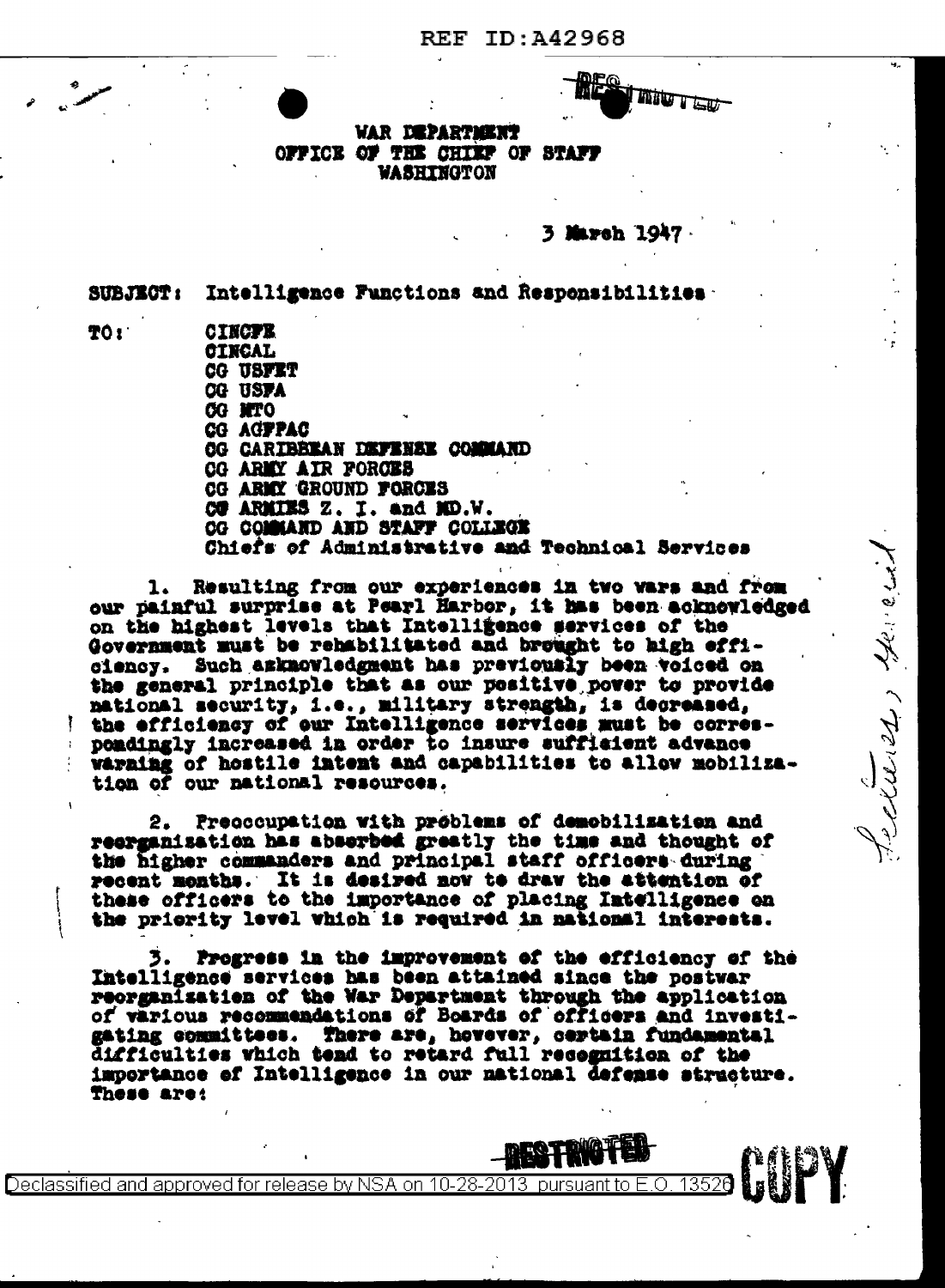REF ID:A42968

RESTRICTED

WAR DEPARTMENT
OFFICE OF THE CHIEF OF STAFF
WASHINGTON

3 March 1947

SUBJECT: Intelligence Functions and Responsibilities

TO: CINCFE
CINCAL
CG USFET
CG USFA
CG MTO
CG AGFPAC
CG CARIBBEAN DEFENSE COMMAND
CG ARMY AIR FORCES
CG ARMY GROUND FORCES
CG ARMIES Z. I. and MD.W.
CG COMMAND AND STAFF COLLEGE
Chiefs of Administrative and Technical Services

1. Resulting from our experiences in two wars and from our painful surprise at Pearl Harbor, it has been acknowledged on the highest levels that Intelligence services of the Government must be rehabilitated and brought to high efficiency. Such acknowledgment has previously been voiced on the general principle that as our positive power to provide national security, i.e., military strength, is decreased, the efficiency of our Intelligence services must be correspondingly increased in order to insure sufficient advance warning of hostile intent and capabilities to allow mobilization of our national resources.

2. Preoccupation with problems of demobilization and reorganization has absorbed greatly the time and thought of the higher commanders and principal staff officers during recent months. It is desired now to draw the attention of these officers to the importance of placing Intelligence on the priority level which is required in national interests.

3. Progress in the improvement of the efficiency of the Intelligence services has been attained since the postwar reorganization of the War Department through the application of various recommendations of Boards of officers and investigating committees. There are, however, certain fundamental difficulties which tend to retard full recognition of the importance of Intelligence in our national defense structure. These are:

RESTRICTED

COPY

Declassified and approved for release by NSA on 10-28-2013 pursuant to E.O. 13526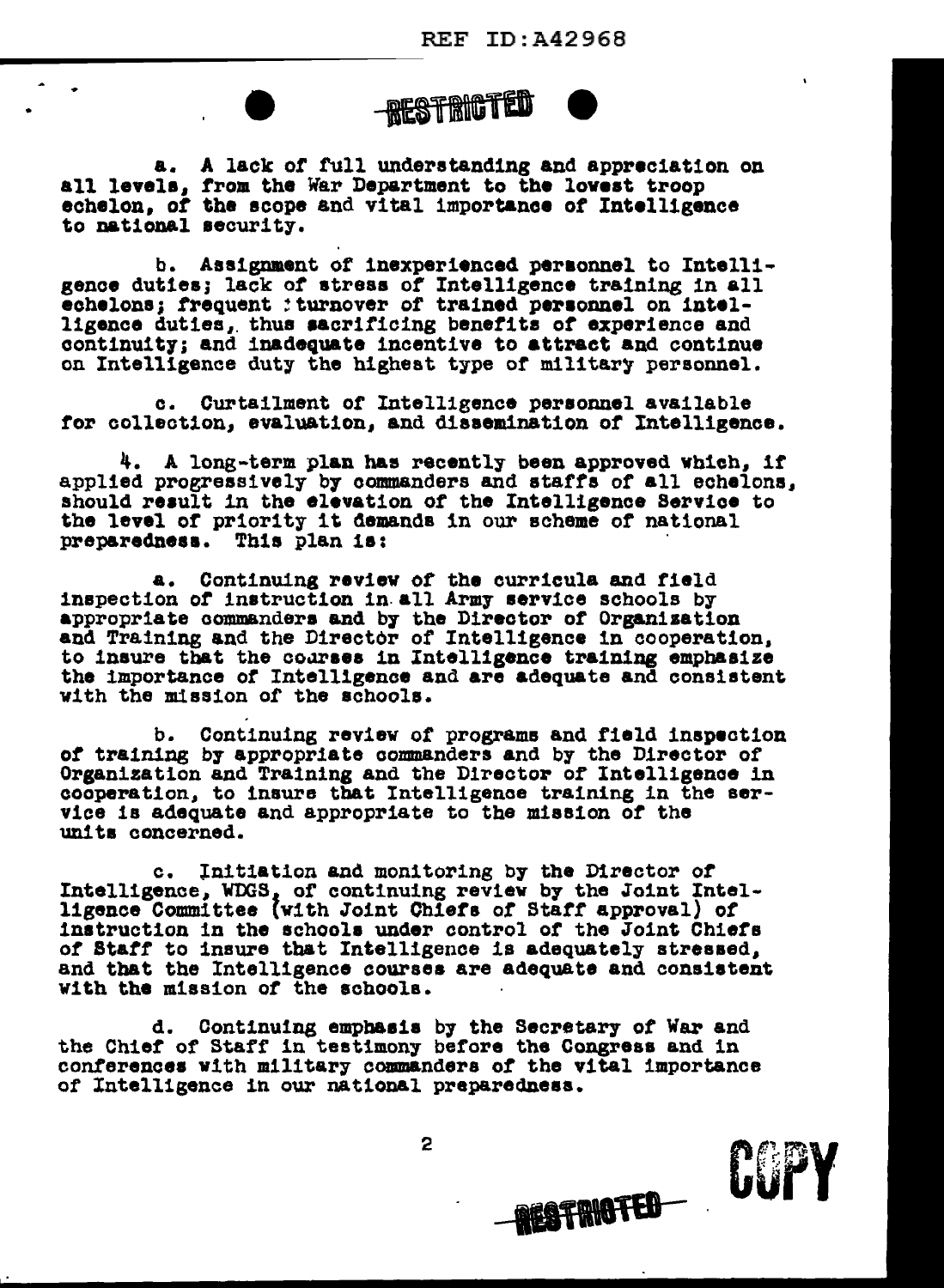RESTRICTED

a. A lack of full understanding and appreciation on all levels, from the War Department to the lowest troop echelon, of the scope and vital importance of Intelligence to national security.

b. Assignment of inexperienced personnel to Intelligence duties; lack of stress of Intelligence training in all echelons; frequent turnover of trained personnel on intelligence duties, thus sacrificing benefits of experience and continuity; and inadequate incentive to attract and continue on Intelligence duty the highest type of military personnel.

c. Curtailment of Intelligence personnel available for collection, evaluation, and dissemination of Intelligence.

4. A long-term plan has recently been approved which, if applied progressively by commanders and staffs of all echelons, should result in the elevation of the Intelligence Service to the level of priority it demands in our scheme of national preparedness. This plan is:

a. Continuing review of the curricula and field inspection of instruction in all Army service schools by appropriate commanders and by the Director of Organization and Training and the Director of Intelligence in cooperation, to insure that the courses in Intelligence training emphasize the importance of Intelligence and are adequate and consistent with the mission of the schools.

b. Continuing review of programs and field inspection of training by appropriate commanders and by the Director of Organization and Training and the Director of Intelligence in cooperation, to insure that Intelligence training in the service is adequate and appropriate to the mission of the units concerned.

c. Initiation and monitoring by the Director of Intelligence, WDGS, of continuing review by the Joint Intelligence Committee (with Joint Chiefs of Staff approval) of instruction in the schools under control of the Joint Chiefs of Staff to insure that Intelligence is adequately stressed, and that the Intelligence courses are adequate and consistent with the mission of the schools.

d. Continuing emphasis by the Secretary of War and the Chief of Staff in testimony before the Congress and in conferences with military commanders of the vital importance of Intelligence in our national preparedness.

RESTRICTED

COPY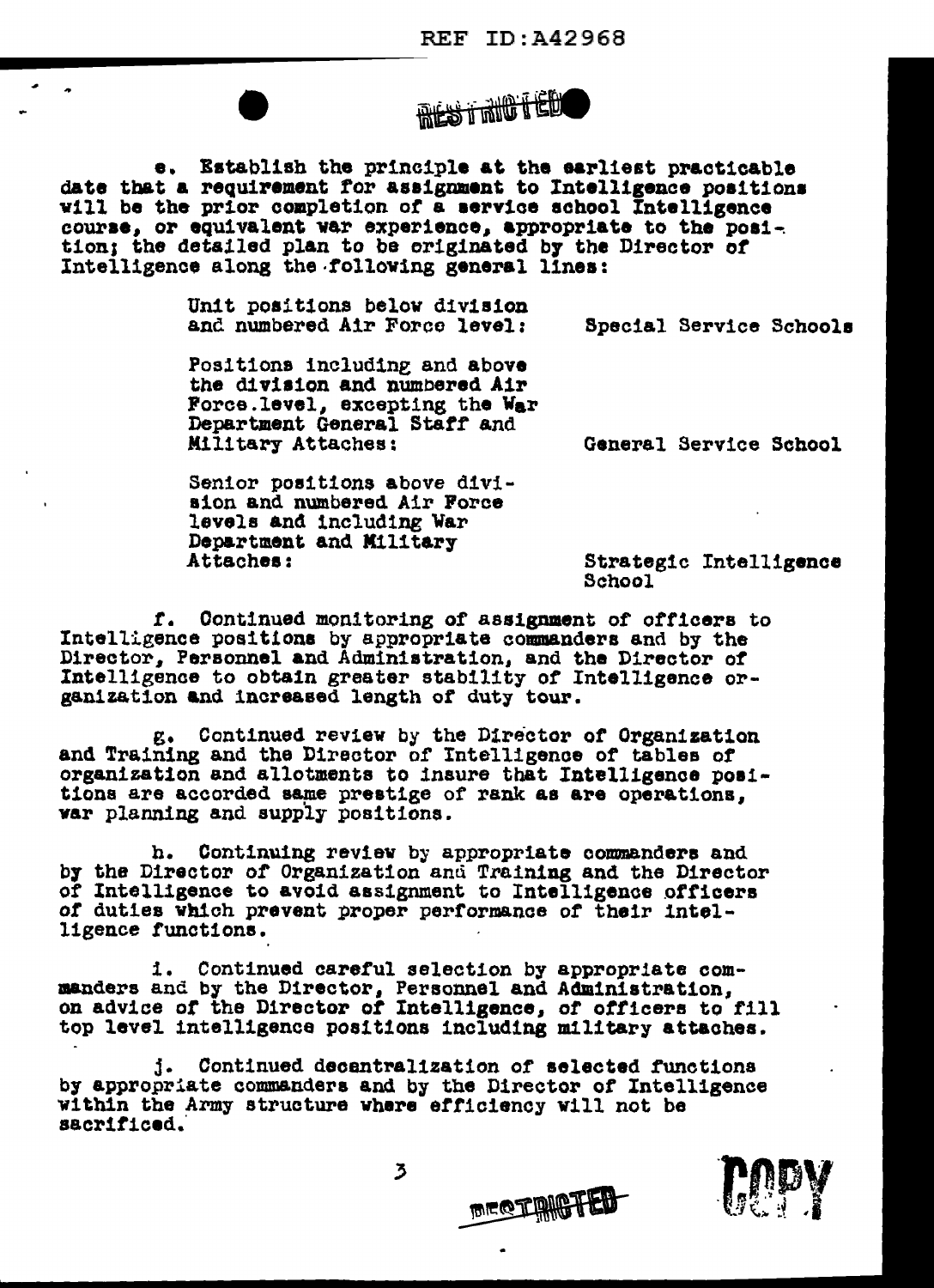RESTRICTED

e. Establish the principle at the earliest practicable date that a requirement for assignment to Intelligence positions will be the prior completion of a service school Intelligence course, or equivalent war experience, appropriate to the position; the detailed plan to be originated by the Director of Intelligence along the following general lines:

| | |
|---|---|
| Unit positions below division and numbered Air Force level: | Special Service Schools |
| Positions including and above the division and numbered Air Force level, excepting the War Department General Staff and Military Attaches: | General Service School |
| Senior positions above division and numbered Air Force levels and including War Department and Military Attaches: | Strategic Intelligence School |

f. Continued monitoring of assignment of officers to Intelligence positions by appropriate commanders and by the Director, Personnel and Administration, and the Director of Intelligence to obtain greater stability of Intelligence organization and increased length of duty tour.

g. Continued review by the Director of Organization and Training and the Director of Intelligence of tables of organization and allotments to insure that Intelligence positions are accorded same prestige of rank as are operations, war planning and supply positions.

h. Continuing review by appropriate commanders and by the Director of Organization and Training and the Director of Intelligence to avoid assignment to Intelligence officers of duties which prevent proper performance of their intelligence functions.

i. Continued careful selection by appropriate commanders and by the Director, Personnel and Administration, on advice of the Director of Intelligence, of officers to fill top level intelligence positions including military attaches.

j. Continued decentralization of selected functions by appropriate commanders and by the Director of Intelligence within the Army structure where efficiency will not be sacrificed.

RESTRICTED

COPY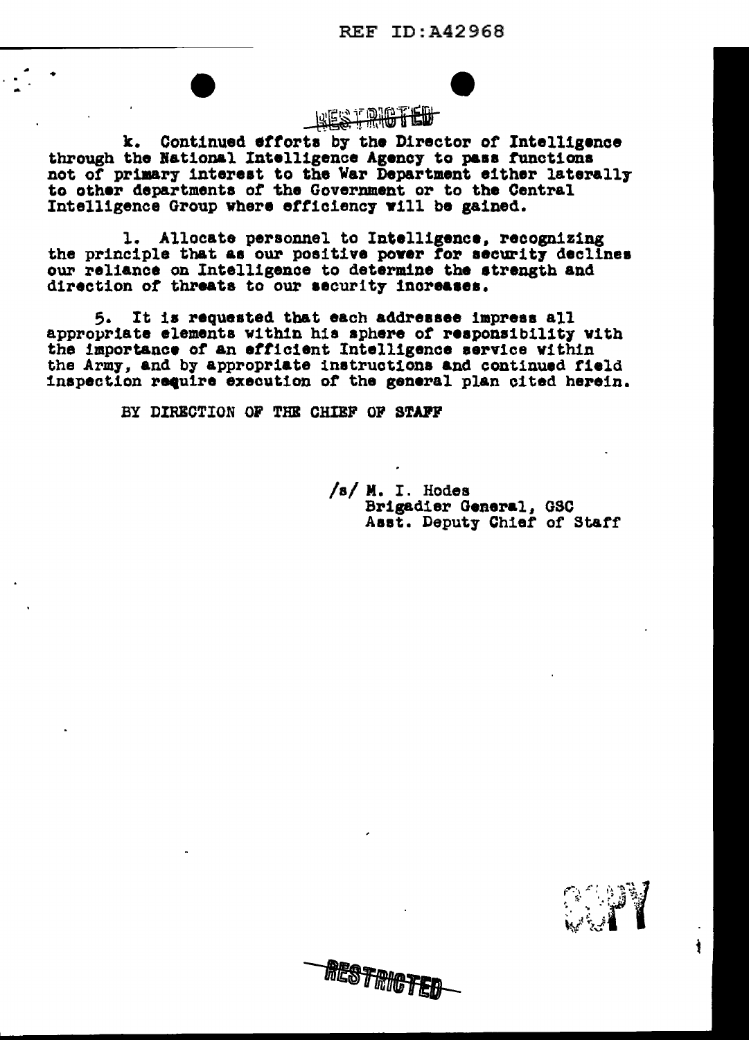RESTRICTED

k. Continued efforts by the Director of Intelligence through the National Intelligence Agency to pass functions not of primary interest to the War Department either laterally to other departments of the Government or to the Central Intelligence Group where efficiency will be gained.

l. Allocate personnel to Intelligence, recognizing the principle that as our positive power for security declines our reliance on Intelligence to determine the strength and direction of threats to our security increases.

5. It is requested that each addressee impress all appropriate elements within his sphere of responsibility with the importance of an efficient Intelligence service within the Army, and by appropriate instructions and continued field inspection require execution of the general plan cited herein.

BY DIRECTION OF THE CHIEF OF STAFF

/s/ M. I. Hodes
Brigadier General, GSC
Asst. Deputy Chief of Staff

COPY

RESTRICTED